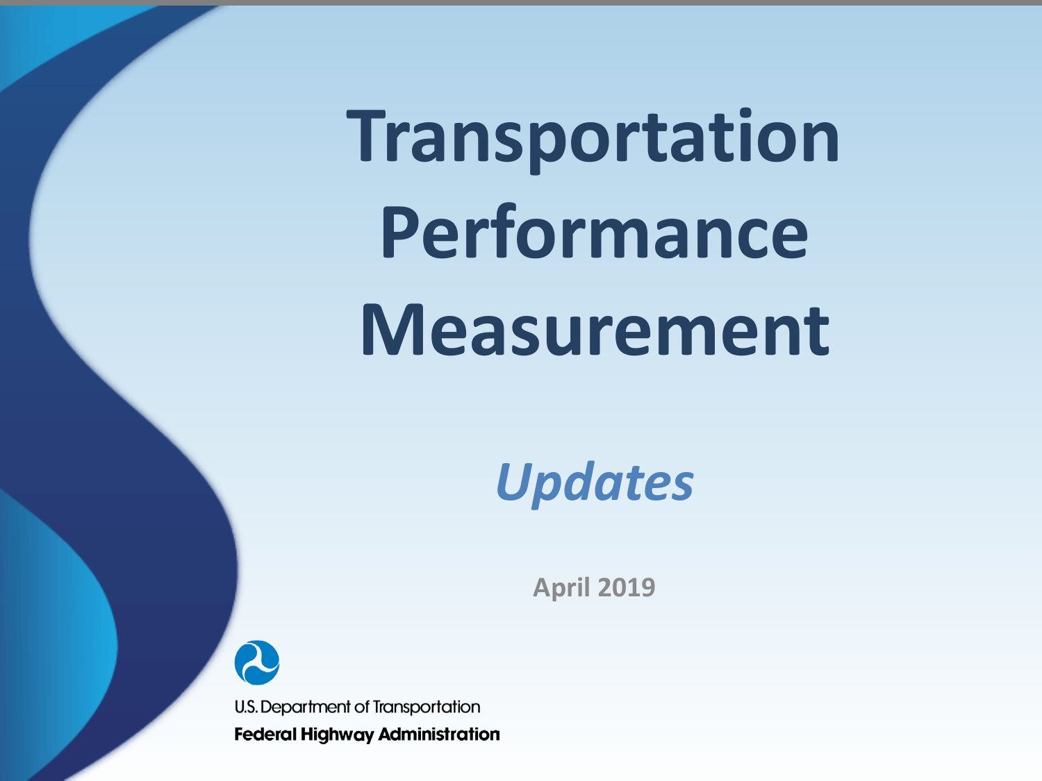# Transportation Performance Measurement

## *Updates*

**April 2019**

U.S. Department of Transportation

**Federal Highway Administration**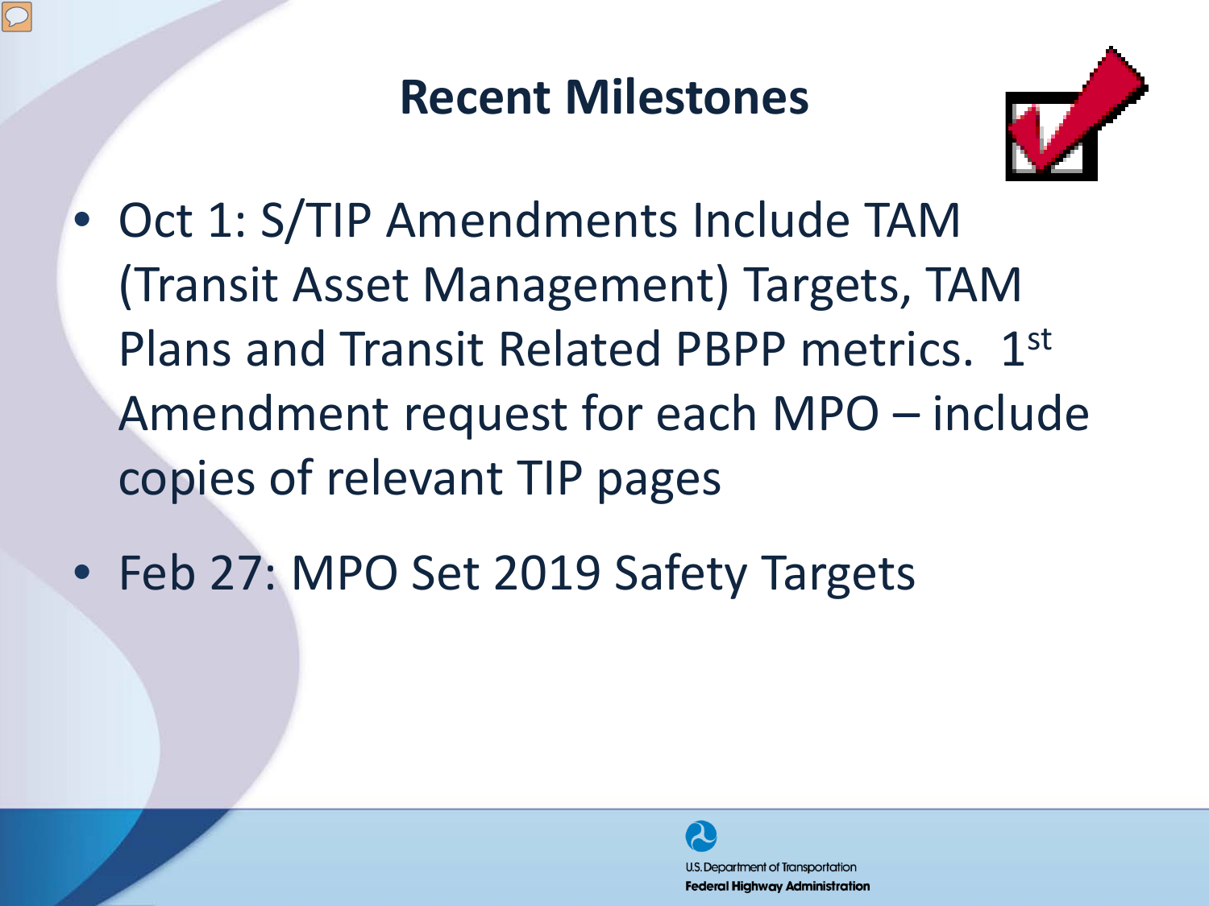# Recent Milestones

- Oct 1: S/TIP Amendments Include TAM (Transit Asset Management) Targets, TAM Plans and Transit Related PBPP metrics. 1st Amendment request for each MPO – include copies of relevant TIP pages
- Feb 27: MPO Set 2019 Safety Targets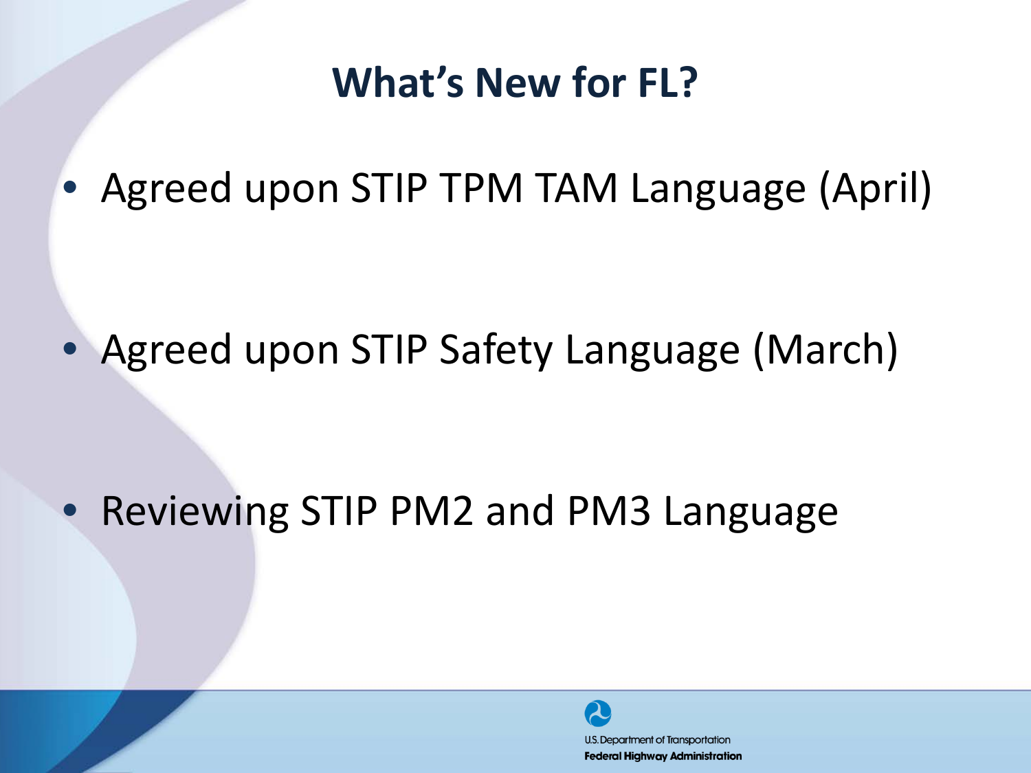# What's New for FL?

- Agreed upon STIP TPM TAM Language (April)
- Agreed upon STIP Safety Language (March)
- Reviewing STIP PM2 and PM3 Language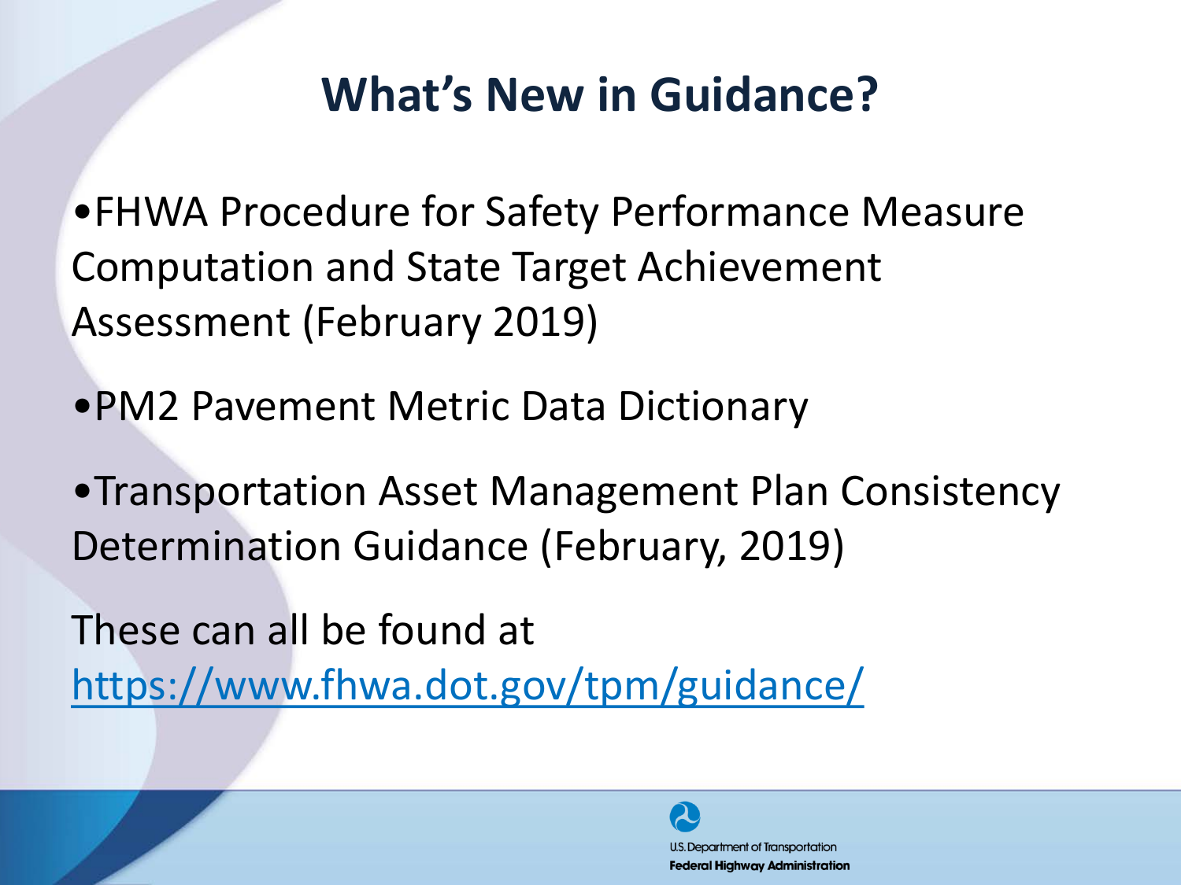# What's New in Guidance?

- FHWA Procedure for Safety Performance Measure Computation and State Target Achievement Assessment (February 2019)
- PM2 Pavement Metric Data Dictionary
- Transportation Asset Management Plan Consistency Determination Guidance (February, 2019)

These can all be found at https://www.fhwa.dot.gov/tpm/guidance/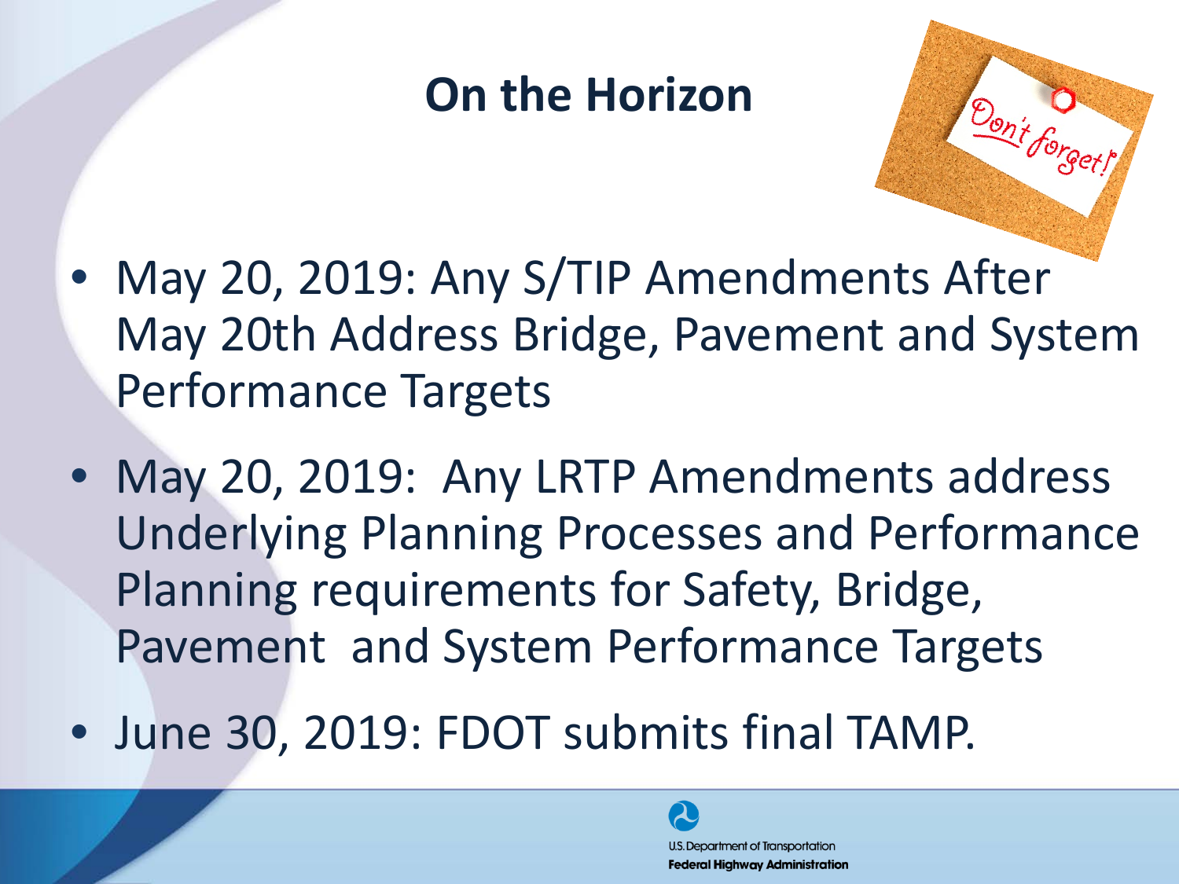# On the Horizon

- May 20, 2019: Any S/TIP Amendments After May 20th Address Bridge, Pavement and System Performance Targets
- May 20, 2019: Any LRTP Amendments address Underlying Planning Processes and Performance Planning requirements for Safety, Bridge, Pavement and System Performance Targets
- June 30, 2019: FDOT submits final TAMP.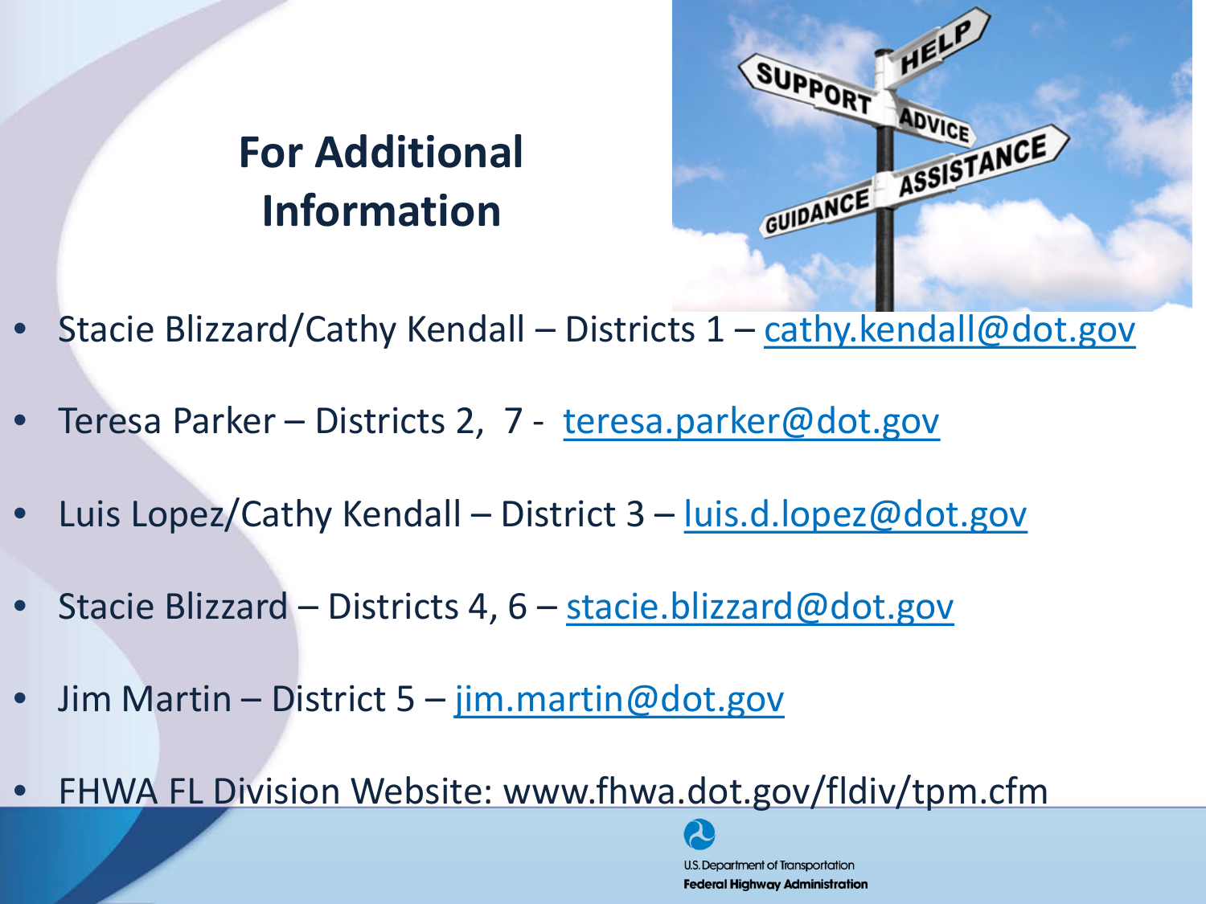# For Additional Information

- Stacie Blizzard/Cathy Kendall – Districts 1 – cathy.kendall@dot.gov
- Teresa Parker – Districts 2, 7 - teresa.parker@dot.gov
- Luis Lopez/Cathy Kendall – District 3 – luis.d.lopez@dot.gov
- Stacie Blizzard – Districts 4, 6 – stacie.blizzard@dot.gov
- Jim Martin – District 5 – jim.martin@dot.gov
- FHWA FL Division Website: www.fhwa.dot.gov/fldiv/tpm.cfm